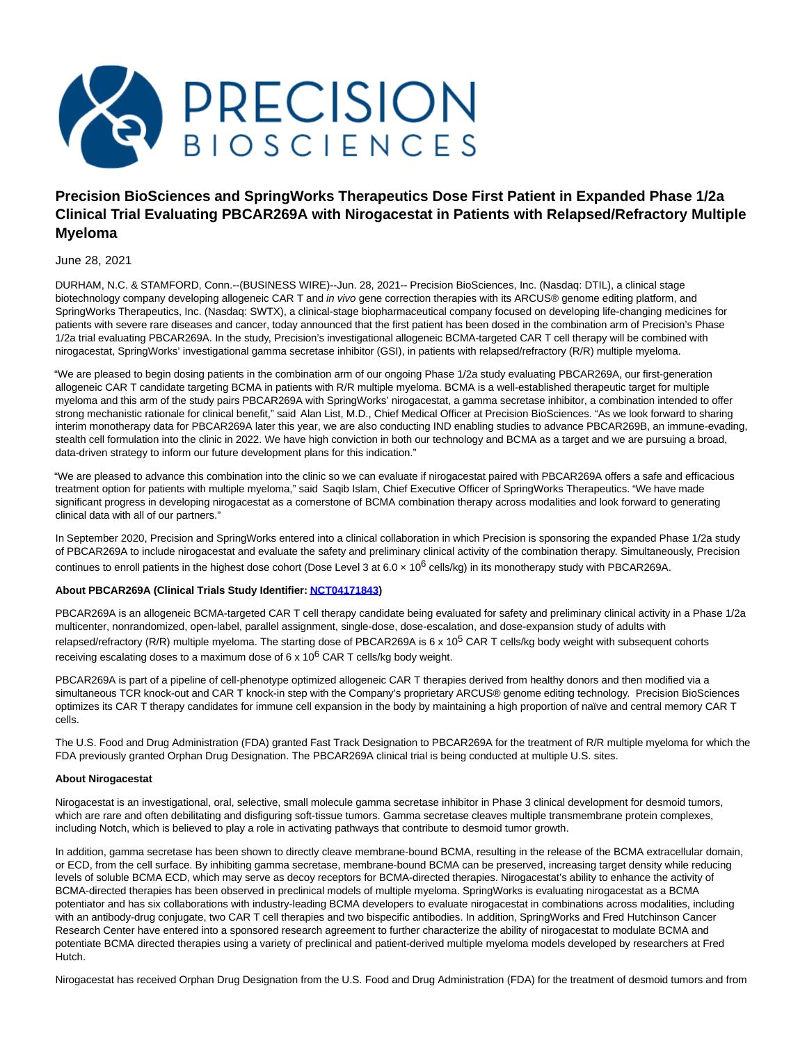# Precision BioSciences and SpringWorks Therapeutics Dose First Patient in Expanded Phase 1/2a Clinical Trial Evaluating PBCAR269A with Nirogacestat in Patients with Relapsed/Refractory Multiple Myeloma

June 28, 2021

DURHAM, N.C. & STAMFORD, Conn.--(BUSINESS WIRE)--Jun. 28, 2021-- Precision BioSciences, Inc. (Nasdaq: DTIL), a clinical stage biotechnology company developing allogeneic CAR T and *in vivo* gene correction therapies with its ARCUS® genome editing platform, and SpringWorks Therapeutics, Inc. (Nasdaq: SWTX), a clinical-stage biopharmaceutical company focused on developing life-changing medicines for patients with severe rare diseases and cancer, today announced that the first patient has been dosed in the combination arm of Precision's Phase 1/2a trial evaluating PBCAR269A. In the study, Precision's investigational allogeneic BCMA-targeted CAR T cell therapy will be combined with nirogacestat, SpringWorks' investigational gamma secretase inhibitor (GSI), in patients with relapsed/refractory (R/R) multiple myeloma.

"We are pleased to begin dosing patients in the combination arm of our ongoing Phase 1/2a study evaluating PBCAR269A, our first-generation allogeneic CAR T candidate targeting BCMA in patients with R/R multiple myeloma. BCMA is a well-established therapeutic target for multiple myeloma and this arm of the study pairs PBCAR269A with SpringWorks' nirogacestat, a gamma secretase inhibitor, a combination intended to offer strong mechanistic rationale for clinical benefit," said Alan List, M.D., Chief Medical Officer at Precision BioSciences. "As we look forward to sharing interim monotherapy data for PBCAR269A later this year, we are also conducting IND enabling studies to advance PBCAR269B, an immune-evading, stealth cell formulation into the clinic in 2022. We have high conviction in both our technology and BCMA as a target and we are pursuing a broad, data-driven strategy to inform our future development plans for this indication."

"We are pleased to advance this combination into the clinic so we can evaluate if nirogacestat paired with PBCAR269A offers a safe and efficacious treatment option for patients with multiple myeloma," said Saqib Islam, Chief Executive Officer of SpringWorks Therapeutics. "We have made significant progress in developing nirogacestat as a cornerstone of BCMA combination therapy across modalities and look forward to generating clinical data with all of our partners."

In September 2020, Precision and SpringWorks entered into a clinical collaboration in which Precision is sponsoring the expanded Phase 1/2a study of PBCAR269A to include nirogacestat and evaluate the safety and preliminary clinical activity of the combination therapy. Simultaneously, Precision continues to enroll patients in the highest dose cohort (Dose Level 3 at $6.0 \times 10^6$ cells/kg) in its monotherapy study with PBCAR269A.

**About PBCAR269A (Clinical Trials Study Identifier: NCT04171843)**

PBCAR269A is an allogeneic BCMA-targeted CAR T cell therapy candidate being evaluated for safety and preliminary clinical activity in a Phase 1/2a multicenter, nonrandomized, open-label, parallel assignment, single-dose, dose-escalation, and dose-expansion study of adults with relapsed/refractory (R/R) multiple myeloma. The starting dose of PBCAR269A is $6 \times 10^5$ CAR T cells/kg body weight with subsequent cohorts receiving escalating doses to a maximum dose of $6 \times 10^6$ CAR T cells/kg body weight.

PBCAR269A is part of a pipeline of cell-phenotype optimized allogeneic CAR T therapies derived from healthy donors and then modified via a simultaneous TCR knock-out and CAR T knock-in step with the Company's proprietary ARCUS® genome editing technology. Precision BioSciences optimizes its CAR T therapy candidates for immune cell expansion in the body by maintaining a high proportion of naïve and central memory CAR T cells.

The U.S. Food and Drug Administration (FDA) granted Fast Track Designation to PBCAR269A for the treatment of R/R multiple myeloma for which the FDA previously granted Orphan Drug Designation. The PBCAR269A clinical trial is being conducted at multiple U.S. sites.

**About Nirogacestat**

Nirogacestat is an investigational, oral, selective, small molecule gamma secretase inhibitor in Phase 3 clinical development for desmoid tumors, which are rare and often debilitating and disfiguring soft-tissue tumors. Gamma secretase cleaves multiple transmembrane protein complexes, including Notch, which is believed to play a role in activating pathways that contribute to desmoid tumor growth.

In addition, gamma secretase has been shown to directly cleave membrane-bound BCMA, resulting in the release of the BCMA extracellular domain, or ECD, from the cell surface. By inhibiting gamma secretase, membrane-bound BCMA can be preserved, increasing target density while reducing levels of soluble BCMA ECD, which may serve as decoy receptors for BCMA-directed therapies. Nirogacestat's ability to enhance the activity of BCMA-directed therapies has been observed in preclinical models of multiple myeloma. SpringWorks is evaluating nirogacestat as a BCMA potentiator and has six collaborations with industry-leading BCMA developers to evaluate nirogacestat in combinations across modalities, including with an antibody-drug conjugate, two CAR T cell therapies and two bispecific antibodies. In addition, SpringWorks and Fred Hutchinson Cancer Research Center have entered into a sponsored research agreement to further characterize the ability of nirogacestat to modulate BCMA and potentiate BCMA directed therapies using a variety of preclinical and patient-derived multiple myeloma models developed by researchers at Fred Hutch.

Nirogacestat has received Orphan Drug Designation from the U.S. Food and Drug Administration (FDA) for the treatment of desmoid tumors and from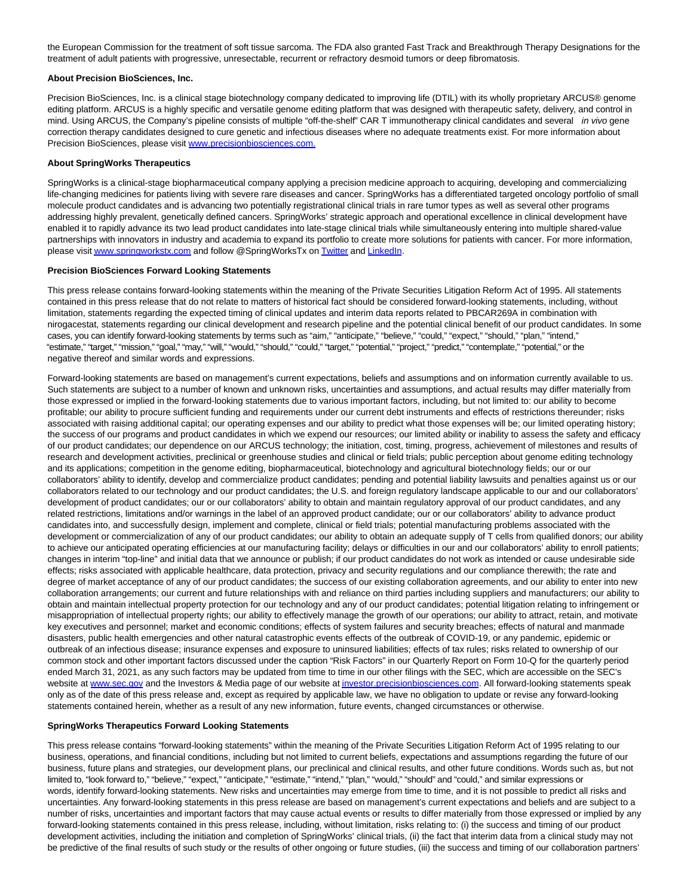the European Commission for the treatment of soft tissue sarcoma. The FDA also granted Fast Track and Breakthrough Therapy Designations for the treatment of adult patients with progressive, unresectable, recurrent or refractory desmoid tumors or deep fibromatosis.

**About Precision BioSciences, Inc.**

Precision BioSciences, Inc. is a clinical stage biotechnology company dedicated to improving life (DTIL) with its wholly proprietary ARCUS® genome editing platform. ARCUS is a highly specific and versatile genome editing platform that was designed with therapeutic safety, delivery, and control in mind. Using ARCUS, the Company's pipeline consists of multiple "off-the-shelf" CAR T immunotherapy clinical candidates and several *in vivo* gene correction therapy candidates designed to cure genetic and infectious diseases where no adequate treatments exist. For more information about Precision BioSciences, please visit www.precisionbiosciences.com.

**About SpringWorks Therapeutics**

SpringWorks is a clinical-stage biopharmaceutical company applying a precision medicine approach to acquiring, developing and commercializing life-changing medicines for patients living with severe rare diseases and cancer. SpringWorks has a differentiated targeted oncology portfolio of small molecule product candidates and is advancing two potentially registrational clinical trials in rare tumor types as well as several other programs addressing highly prevalent, genetically defined cancers. SpringWorks' strategic approach and operational excellence in clinical development have enabled it to rapidly advance its two lead product candidates into late-stage clinical trials while simultaneously entering into multiple shared-value partnerships with innovators in industry and academia to expand its portfolio to create more solutions for patients with cancer. For more information, please visit www.springworkstx.com and follow @SpringWorksTx on Twitter and LinkedIn.

**Precision BioSciences Forward Looking Statements**

This press release contains forward-looking statements within the meaning of the Private Securities Litigation Reform Act of 1995. All statements contained in this press release that do not relate to matters of historical fact should be considered forward-looking statements, including, without limitation, statements regarding the expected timing of clinical updates and interim data reports related to PBCAR269A in combination with nirogacestat, statements regarding our clinical development and research pipeline and the potential clinical benefit of our product candidates. In some cases, you can identify forward-looking statements by terms such as "aim," "anticipate," "believe," "could," "expect," "should," "plan," "intend," "estimate," "target," "mission," "goal," "may," "will," "would," "should," "could," "target," "potential," "project," "predict," "contemplate," "potential," or the negative thereof and similar words and expressions.

Forward-looking statements are based on management's current expectations, beliefs and assumptions and on information currently available to us. Such statements are subject to a number of known and unknown risks, uncertainties and assumptions, and actual results may differ materially from those expressed or implied in the forward-looking statements due to various important factors, including, but not limited to: our ability to become profitable; our ability to procure sufficient funding and requirements under our current debt instruments and effects of restrictions thereunder; risks associated with raising additional capital; our operating expenses and our ability to predict what those expenses will be; our limited operating history; the success of our programs and product candidates in which we expend our resources; our limited ability or inability to assess the safety and efficacy of our product candidates; our dependence on our ARCUS technology; the initiation, cost, timing, progress, achievement of milestones and results of research and development activities, preclinical or greenhouse studies and clinical or field trials; public perception about genome editing technology and its applications; competition in the genome editing, biopharmaceutical, biotechnology and agricultural biotechnology fields; our or our collaborators' ability to identify, develop and commercialize product candidates; pending and potential liability lawsuits and penalties against us or our collaborators related to our technology and our product candidates; the U.S. and foreign regulatory landscape applicable to our and our collaborators' development of product candidates; our or our collaborators' ability to obtain and maintain regulatory approval of our product candidates, and any related restrictions, limitations and/or warnings in the label of an approved product candidate; our or our collaborators' ability to advance product candidates into, and successfully design, implement and complete, clinical or field trials; potential manufacturing problems associated with the development or commercialization of any of our product candidates; our ability to obtain an adequate supply of T cells from qualified donors; our ability to achieve our anticipated operating efficiencies at our manufacturing facility; delays or difficulties in our and our collaborators' ability to enroll patients; changes in interim "top-line" and initial data that we announce or publish; if our product candidates do not work as intended or cause undesirable side effects; risks associated with applicable healthcare, data protection, privacy and security regulations and our compliance therewith; the rate and degree of market acceptance of any of our product candidates; the success of our existing collaboration agreements, and our ability to enter into new collaboration arrangements; our current and future relationships with and reliance on third parties including suppliers and manufacturers; our ability to obtain and maintain intellectual property protection for our technology and any of our product candidates; potential litigation relating to infringement or misappropriation of intellectual property rights; our ability to effectively manage the growth of our operations; our ability to attract, retain, and motivate key executives and personnel; market and economic conditions; effects of system failures and security breaches; effects of natural and manmade disasters, public health emergencies and other natural catastrophic events effects of the outbreak of COVID-19, or any pandemic, epidemic or outbreak of an infectious disease; insurance expenses and exposure to uninsured liabilities; effects of tax rules; risks related to ownership of our common stock and other important factors discussed under the caption "Risk Factors" in our Quarterly Report on Form 10-Q for the quarterly period ended March 31, 2021, as any such factors may be updated from time to time in our other filings with the SEC, which are accessible on the SEC's website at www.sec.gov and the Investors & Media page of our website at investor.precisionbiosciences.com. All forward-looking statements speak only as of the date of this press release and, except as required by applicable law, we have no obligation to update or revise any forward-looking statements contained herein, whether as a result of any new information, future events, changed circumstances or otherwise.

**SpringWorks Therapeutics Forward Looking Statements**

This press release contains "forward-looking statements" within the meaning of the Private Securities Litigation Reform Act of 1995 relating to our business, operations, and financial conditions, including but not limited to current beliefs, expectations and assumptions regarding the future of our business, future plans and strategies, our development plans, our preclinical and clinical results, and other future conditions. Words such as, but not limited to, "look forward to," "believe," "expect," "anticipate," "estimate," "intend," "plan," "would," "should" and "could," and similar expressions or words, identify forward-looking statements. New risks and uncertainties may emerge from time to time, and it is not possible to predict all risks and uncertainties. Any forward-looking statements in this press release are based on management's current expectations and beliefs and are subject to a number of risks, uncertainties and important factors that may cause actual events or results to differ materially from those expressed or implied by any forward-looking statements contained in this press release, including, without limitation, risks relating to: (i) the success and timing of our product development activities, including the initiation and completion of SpringWorks' clinical trials, (ii) the fact that interim data from a clinical study may not be predictive of the final results of such study or the results of other ongoing or future studies, (iii) the success and timing of our collaboration partners'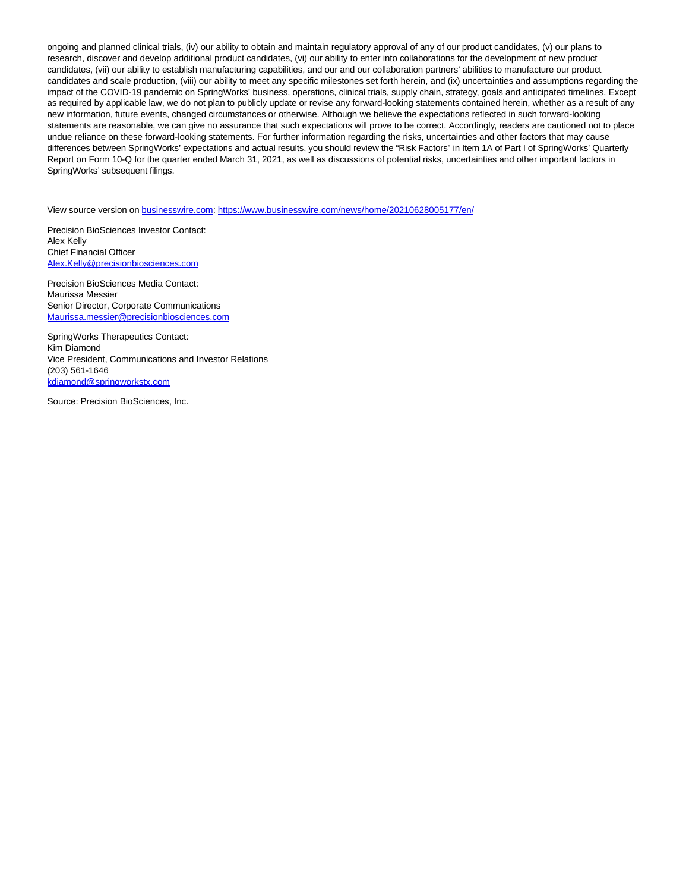ongoing and planned clinical trials, (iv) our ability to obtain and maintain regulatory approval of any of our product candidates, (v) our plans to research, discover and develop additional product candidates, (vi) our ability to enter into collaborations for the development of new product candidates, (vii) our ability to establish manufacturing capabilities, and our and our collaboration partners' abilities to manufacture our product candidates and scale production, (viii) our ability to meet any specific milestones set forth herein, and (ix) uncertainties and assumptions regarding the impact of the COVID-19 pandemic on SpringWorks' business, operations, clinical trials, supply chain, strategy, goals and anticipated timelines. Except as required by applicable law, we do not plan to publicly update or revise any forward-looking statements contained herein, whether as a result of any new information, future events, changed circumstances or otherwise. Although we believe the expectations reflected in such forward-looking statements are reasonable, we can give no assurance that such expectations will prove to be correct. Accordingly, readers are cautioned not to place undue reliance on these forward-looking statements. For further information regarding the risks, uncertainties and other factors that may cause differences between SpringWorks' expectations and actual results, you should review the "Risk Factors" in Item 1A of Part I of SpringWorks' Quarterly Report on Form 10-Q for the quarter ended March 31, 2021, as well as discussions of potential risks, uncertainties and other important factors in SpringWorks' subsequent filings.

View source version on businesswire.com: https://www.businesswire.com/news/home/20210628005177/en/

Precision BioSciences Investor Contact:
Alex Kelly
Chief Financial Officer
Alex.Kelly@precisionbiosciences.com

Precision BioSciences Media Contact:
Maurissa Messier
Senior Director, Corporate Communications
Maurissa.messier@precisionbiosciences.com

SpringWorks Therapeutics Contact:
Kim Diamond
Vice President, Communications and Investor Relations
(203) 561-1646
kdiamond@springworkstx.com

Source: Precision BioSciences, Inc.